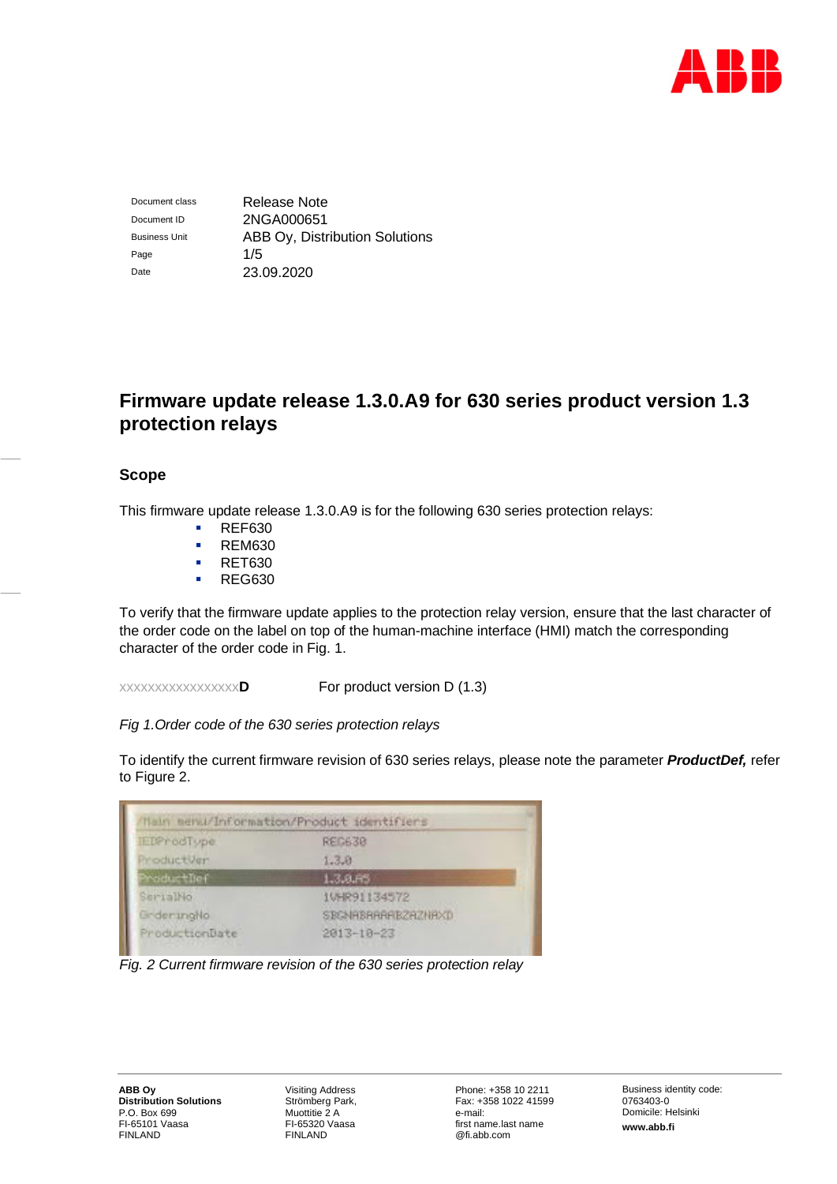| Document class | Release Note |
|---|---|
| Document ID | 2NGA000651 |
| Business Unit | ABB Oy, Distribution Solutions |
| Page | 1/5 |
| Date | 23.09.2020 |

# Firmware update release 1.3.0.A9 for 630 series product version 1.3 protection relays

## Scope

This firmware update release 1.3.0.A9 is for the following 630 series protection relays:

- REF630
- REM630
- RET630
- REG630

To verify that the firmware update applies to the protection relay version, ensure that the last character of the order code on the label on top of the human-machine interface (HMI) match the corresponding character of the order code in Fig. 1.

XXXXXXXXXXXXXXXXX**D** For product version D (1.3)

*Fig 1.Order code of the 630 series protection relays*

To identify the current firmware revision of 630 series relays, please note the parameter ***ProductDef,*** refer to Figure 2.

| /Main menu/Information/Product identifiers | |
|---|---|
| IEDProdType | REG630 |
| ProductVer | 1.3.0 |
| ProductDef | 1.3.0.A5 |
| SerialNo | 1VHR91134572 |
| OrderingNo | SBGNABAAAABZAZNAXD |
| ProductionDate | 2013-10-23 |

*Fig. 2 Current firmware revision of the 630 series protection relay*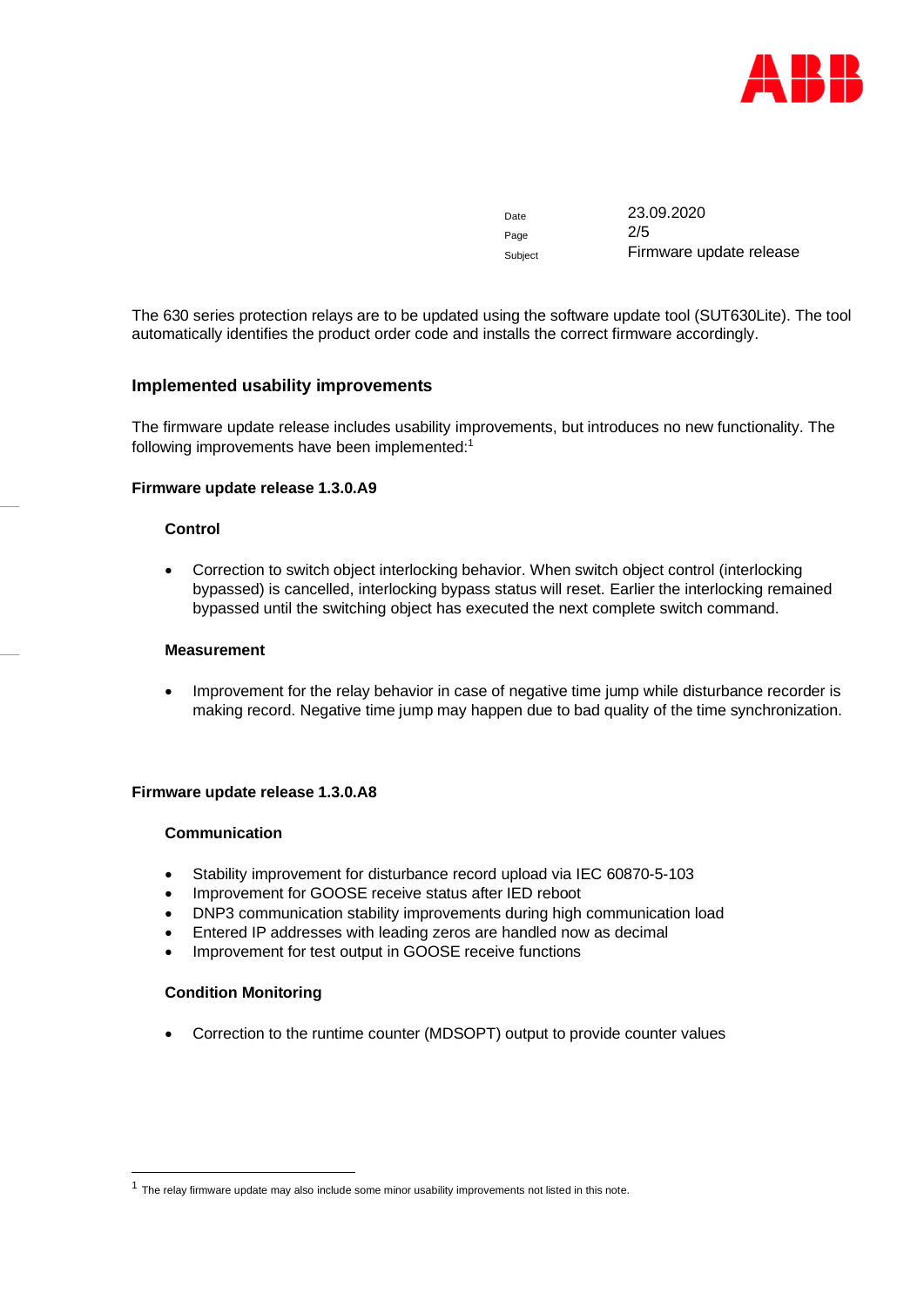The 630 series protection relays are to be updated using the software update tool (SUT630Lite). The tool automatically identifies the product order code and installs the correct firmware accordingly.

## Implemented usability improvements

The firmware update release includes usability improvements, but introduces no new functionality. The following improvements have been implemented:[1]

### Firmware update release 1.3.0.A9

#### Control

- Correction to switch object interlocking behavior. When switch object control (interlocking bypassed) is cancelled, interlocking bypass status will reset. Earlier the interlocking remained bypassed until the switching object has executed the next complete switch command.

#### Measurement

- Improvement for the relay behavior in case of negative time jump while disturbance recorder is making record. Negative time jump may happen due to bad quality of the time synchronization.

### Firmware update release 1.3.0.A8

#### Communication

- Stability improvement for disturbance record upload via IEC 60870-5-103
- Improvement for GOOSE receive status after IED reboot
- DNP3 communication stability improvements during high communication load
- Entered IP addresses with leading zeros are handled now as decimal
- Improvement for test output in GOOSE receive functions

#### Condition Monitoring

- Correction to the runtime counter (MDSOPT) output to provide counter values

---

[1] The relay firmware update may also include some minor usability improvements not listed in this note.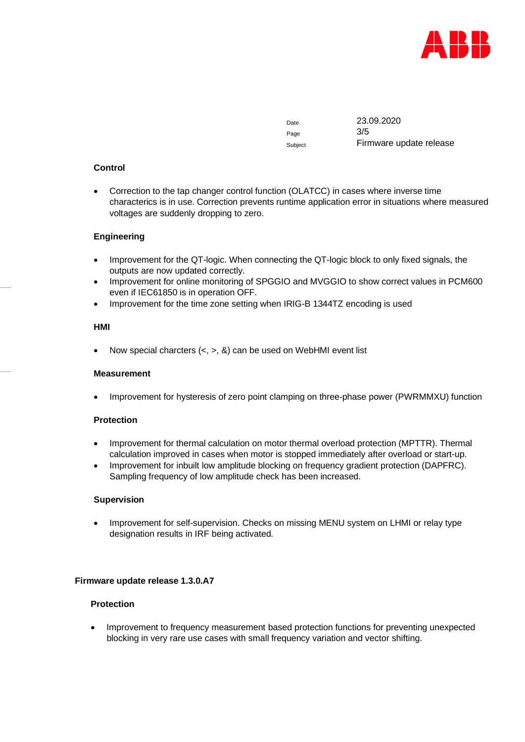### Control

- Correction to the tap changer control function (OLATCC) in cases where inverse time characterics is in use. Correction prevents runtime application error in situations where measured voltages are suddenly dropping to zero.

### Engineering

- Improvement for the QT-logic. When connecting the QT-logic block to only fixed signals, the outputs are now updated correctly.
- Improvement for online monitoring of SPGGIO and MVGGIO to show correct values in PCM600 even if IEC61850 is in operation OFF.
- Improvement for the time zone setting when IRIG-B 1344TZ encoding is used

### HMI

- Now special charcters (<, >, &) can be used on WebHMI event list

### Measurement

- Improvement for hysteresis of zero point clamping on three-phase power (PWRMMXU) function

### Protection

- Improvement for thermal calculation on motor thermal overload protection (MPTTR). Thermal calculation improved in cases when motor is stopped immediately after overload or start-up.
- Improvement for inbuilt low amplitude blocking on frequency gradient protection (DAPFRC). Sampling frequency of low amplitude check has been increased.

### Supervision

- Improvement for self-supervision. Checks on missing MENU system on LHMI or relay type designation results in IRF being activated.

## Firmware update release 1.3.0.A7

### Protection

- Improvement to frequency measurement based protection functions for preventing unexpected blocking in very rare use cases with small frequency variation and vector shifting.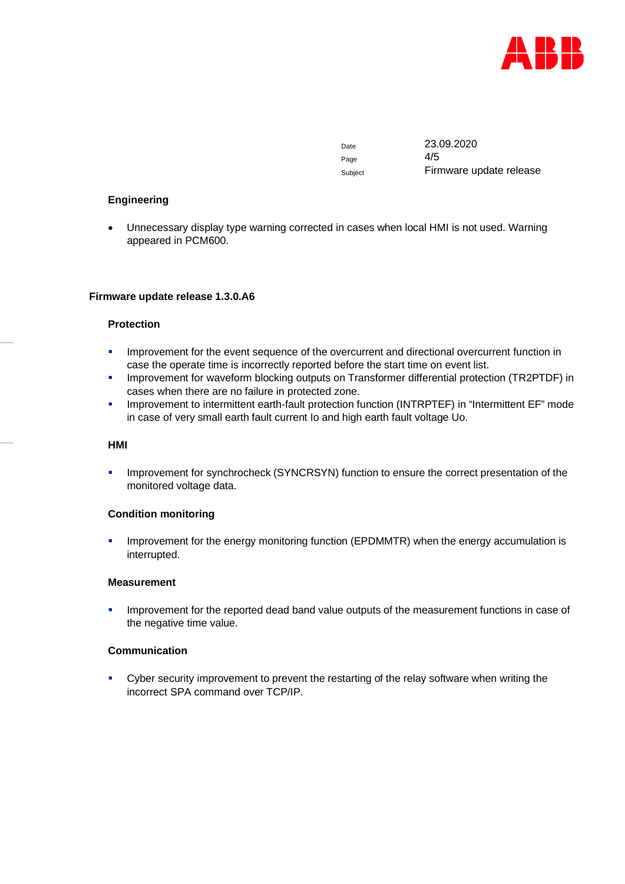### Engineering

- Unnecessary display type warning corrected in cases when local HMI is not used. Warning appeared in PCM600.

## Firmware update release 1.3.0.A6

### Protection

- Improvement for the event sequence of the overcurrent and directional overcurrent function in case the operate time is incorrectly reported before the start time on event list.
- Improvement for waveform blocking outputs on Transformer differential protection (TR2PTDF) in cases when there are no failure in protected zone.
- Improvement to intermittent earth-fault protection function (INTRPTEF) in “Intermittent EF” mode in case of very small earth fault current Io and high earth fault voltage Uo.

### HMI

- Improvement for synchrocheck (SYNCRSYN) function to ensure the correct presentation of the monitored voltage data.

### Condition monitoring

- Improvement for the energy monitoring function (EPDMMTR) when the energy accumulation is interrupted.

### Measurement

- Improvement for the reported dead band value outputs of the measurement functions in case of the negative time value.

### Communication

- Cyber security improvement to prevent the restarting of the relay software when writing the incorrect SPA command over TCP/IP.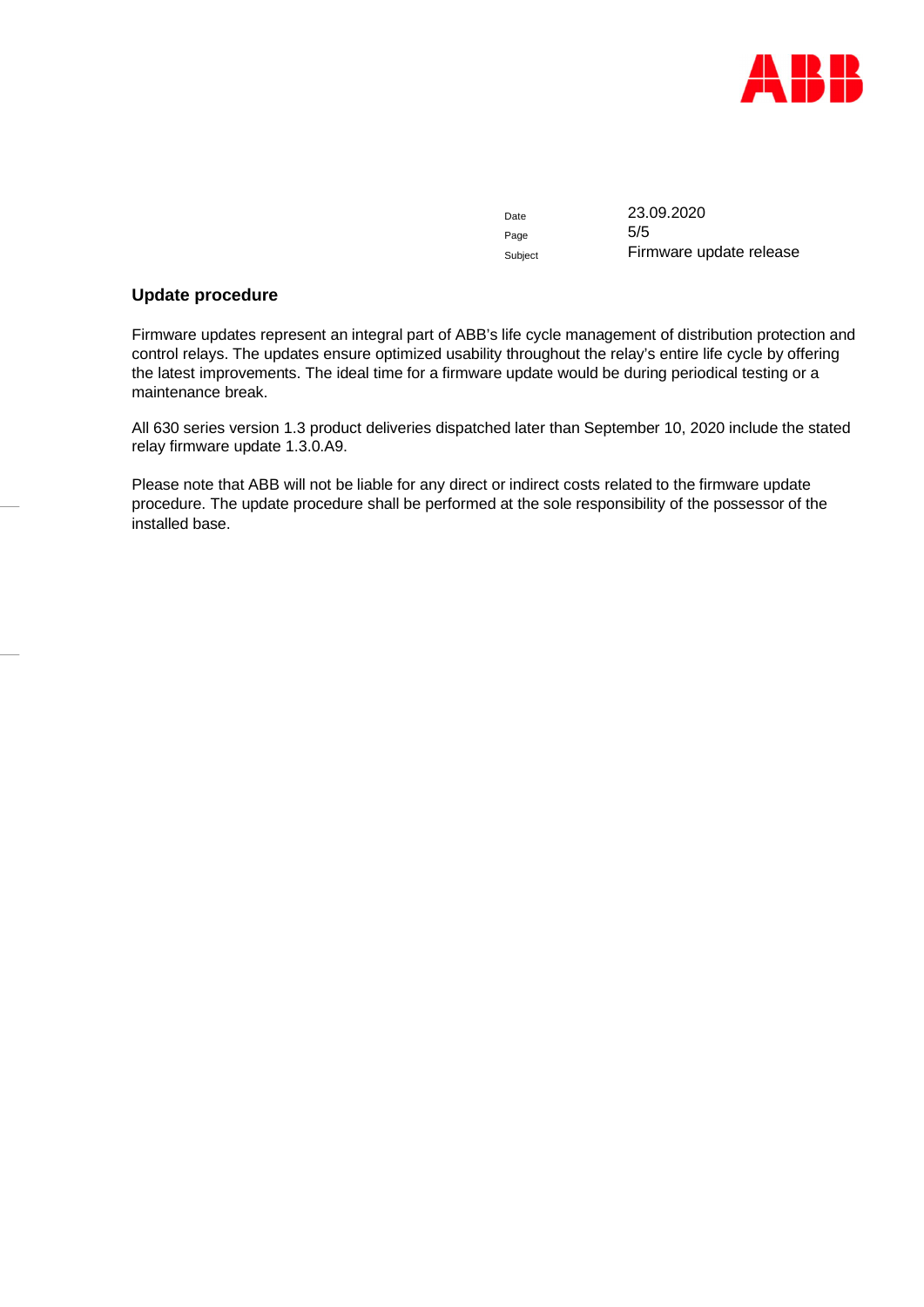## Update procedure

Firmware updates represent an integral part of ABB's life cycle management of distribution protection and control relays. The updates ensure optimized usability throughout the relay's entire life cycle by offering the latest improvements. The ideal time for a firmware update would be during periodical testing or a maintenance break.

All 630 series version 1.3 product deliveries dispatched later than September 10, 2020 include the stated relay firmware update 1.3.0.A9.

Please note that ABB will not be liable for any direct or indirect costs related to the firmware update procedure. The update procedure shall be performed at the sole responsibility of the possessor of the installed base.